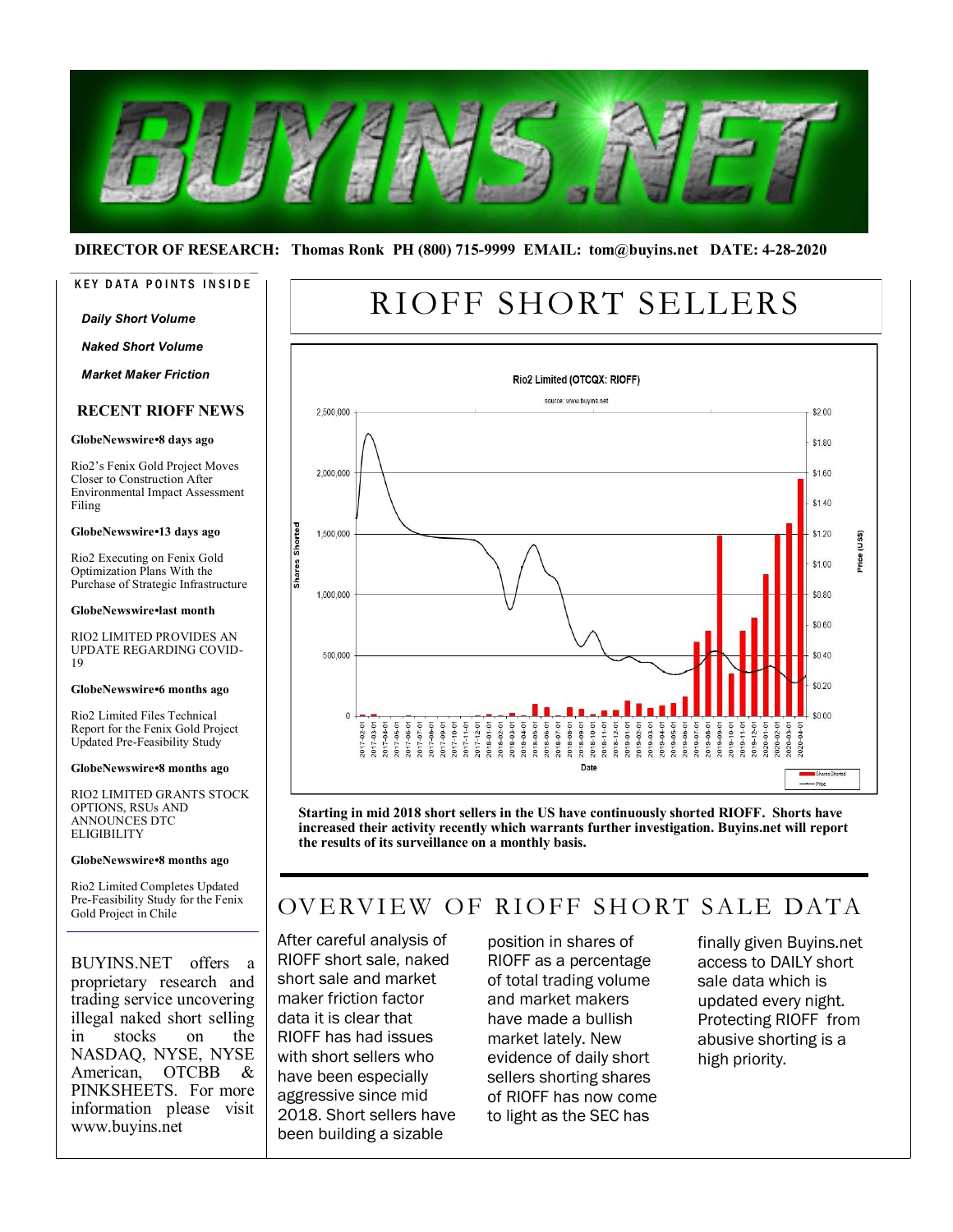**DIRECTOR OF RESEARCH: Thomas Ronk PH (800) 715-9999 EMAIL: tom@buyins.net DATE: 4-28-2020**

# RIOFF SHORT SELLERS

**Starting in mid 2018 short sellers in the US have continuously shorted RIOFF. Shorts have increased their activity recently which warrants further investigation. Buyins.net will report the results of its surveillance on a monthly basis.**

## OVERVIEW OF RIOFF SHORT SALE DATA

After careful analysis of RIOFF short sale, naked short sale and market maker friction factor data it is clear that RIOFF has had issues with short sellers who have been especially aggressive since mid 2018. Short sellers have been building a sizable position in shares of RIOFF as a percentage of total trading volume and market makers have made a bullish market lately. New evidence of daily short sellers shorting shares of RIOFF has now come to light as the SEC has finally given Buyins.net access to DAILY short sale data which is updated every night. Protecting RIOFF from abusive shorting is a high priority.

---

**KEY DATA POINTS INSIDE**

- ***Daily Short Volume***
- ***Naked Short Volume***
- ***Market Maker Friction***

### RECENT RIOFF NEWS

**GlobeNewswire•8 days ago**

Rio2's Fenix Gold Project Moves Closer to Construction After Environmental Impact Assessment Filing

**GlobeNewswire•13 days ago**

Rio2 Executing on Fenix Gold Optimization Plans With the Purchase of Strategic Infrastructure

**GlobeNewswire•last month**

RIO2 LIMITED PROVIDES AN UPDATE REGARDING COVID-19

**GlobeNewswire•6 months ago**

Rio2 Limited Files Technical Report for the Fenix Gold Project Updated Pre-Feasibility Study

**GlobeNewswire•8 months ago**

RIO2 LIMITED GRANTS STOCK OPTIONS, RSUs AND ANNOUNCES DTC ELIGIBILITY

**GlobeNewswire•8 months ago**

Rio2 Limited Completes Updated Pre-Feasibility Study for the Fenix Gold Project in Chile

BUYINS.NET offers a proprietary research and trading service uncovering illegal naked short selling in stocks on the NASDAQ, NYSE, NYSE American, OTCBB & PINKSHEETS. For more information please visit www.buyins.net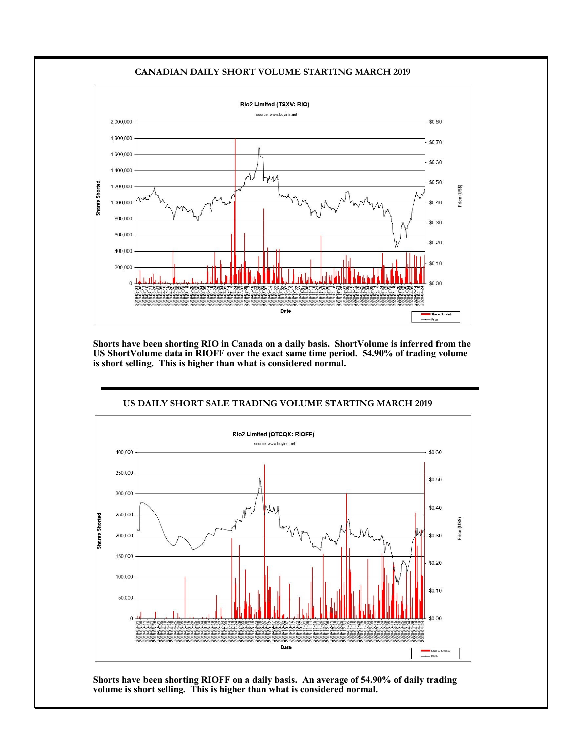## CANADIAN DAILY SHORT VOLUME STARTING MARCH 2019

**Shorts have been shorting RIO in Canada on a daily basis. ShortVolume is inferred from the US ShortVolume data in RIOFF over the exact same time period. 54.90% of trading volume is short selling. This is higher than what is considered normal.**

## US DAILY SHORT SALE TRADING VOLUME STARTING MARCH 2019

**Shorts have been shorting RIOFF on a daily basis. An average of 54.90% of daily trading volume is short selling. This is higher than what is considered normal.**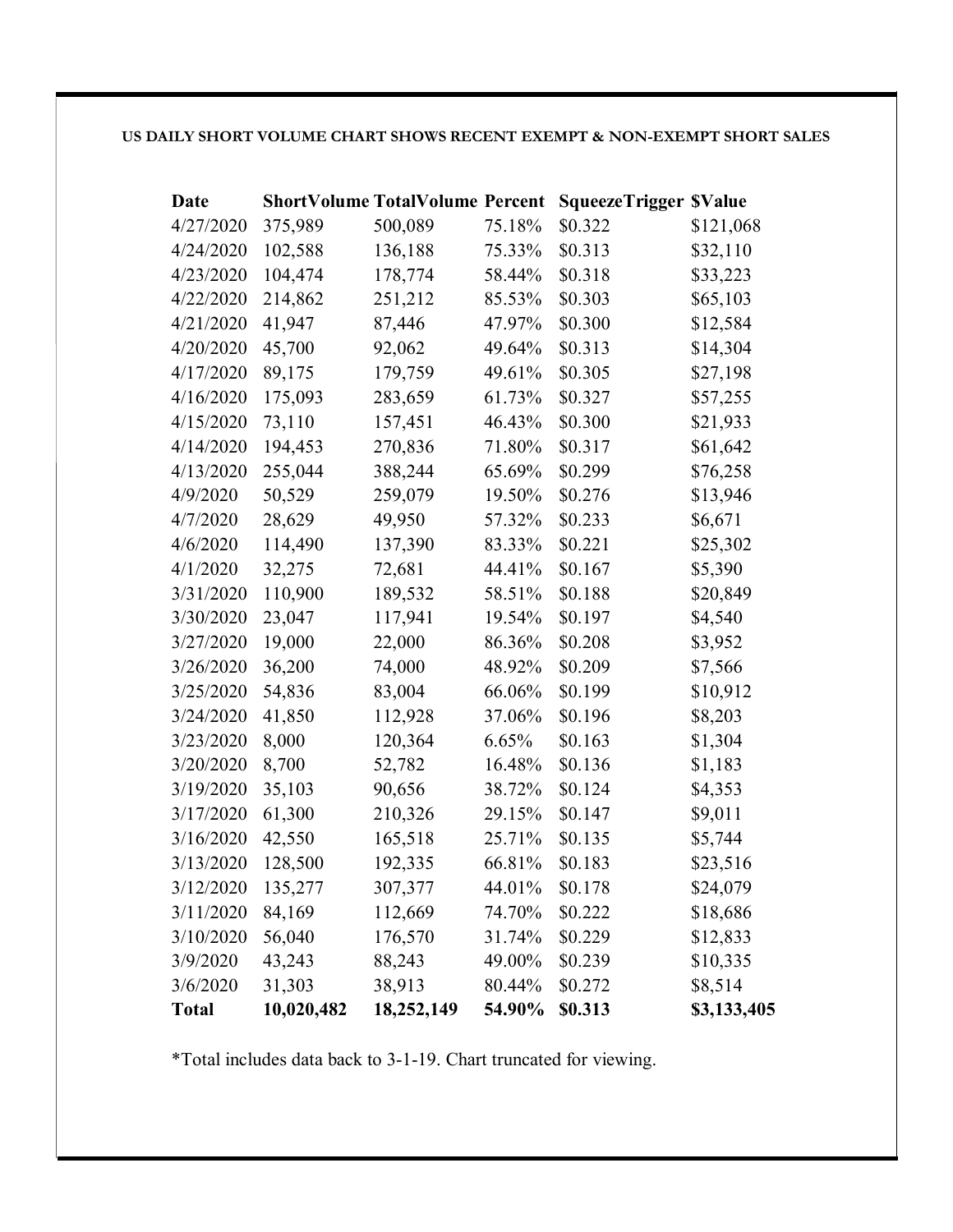**US DAILY SHORT VOLUME CHART SHOWS RECENT EXEMPT & NON-EXEMPT SHORT SALES**

| Date | ShortVolume | TotalVolume | Percent | SqueezeTrigger | $Value |
|---|---|---|---|---|---|
| 4/27/2020 | 375,989 | 500,089 | 75.18% | $0.322 | $121,068 |
| 4/24/2020 | 102,588 | 136,188 | 75.33% | $0.313 | $32,110 |
| 4/23/2020 | 104,474 | 178,774 | 58.44% | $0.318 | $33,223 |
| 4/22/2020 | 214,862 | 251,212 | 85.53% | $0.303 | $65,103 |
| 4/21/2020 | 41,947 | 87,446 | 47.97% | $0.300 | $12,584 |
| 4/20/2020 | 45,700 | 92,062 | 49.64% | $0.313 | $14,304 |
| 4/17/2020 | 89,175 | 179,759 | 49.61% | $0.305 | $27,198 |
| 4/16/2020 | 175,093 | 283,659 | 61.73% | $0.327 | $57,255 |
| 4/15/2020 | 73,110 | 157,451 | 46.43% | $0.300 | $21,933 |
| 4/14/2020 | 194,453 | 270,836 | 71.80% | $0.317 | $61,642 |
| 4/13/2020 | 255,044 | 388,244 | 65.69% | $0.299 | $76,258 |
| 4/9/2020 | 50,529 | 259,079 | 19.50% | $0.276 | $13,946 |
| 4/7/2020 | 28,629 | 49,950 | 57.32% | $0.233 | $6,671 |
| 4/6/2020 | 114,490 | 137,390 | 83.33% | $0.221 | $25,302 |
| 4/1/2020 | 32,275 | 72,681 | 44.41% | $0.167 | $5,390 |
| 3/31/2020 | 110,900 | 189,532 | 58.51% | $0.188 | $20,849 |
| 3/30/2020 | 23,047 | 117,941 | 19.54% | $0.197 | $4,540 |
| 3/27/2020 | 19,000 | 22,000 | 86.36% | $0.208 | $3,952 |
| 3/26/2020 | 36,200 | 74,000 | 48.92% | $0.209 | $7,566 |
| 3/25/2020 | 54,836 | 83,004 | 66.06% | $0.199 | $10,912 |
| 3/24/2020 | 41,850 | 112,928 | 37.06% | $0.196 | $8,203 |
| 3/23/2020 | 8,000 | 120,364 | 6.65% | $0.163 | $1,304 |
| 3/20/2020 | 8,700 | 52,782 | 16.48% | $0.136 | $1,183 |
| 3/19/2020 | 35,103 | 90,656 | 38.72% | $0.124 | $4,353 |
| 3/17/2020 | 61,300 | 210,326 | 29.15% | $0.147 | $9,011 |
| 3/16/2020 | 42,550 | 165,518 | 25.71% | $0.135 | $5,744 |
| 3/13/2020 | 128,500 | 192,335 | 66.81% | $0.183 | $23,516 |
| 3/12/2020 | 135,277 | 307,377 | 44.01% | $0.178 | $24,079 |
| 3/11/2020 | 84,169 | 112,669 | 74.70% | $0.222 | $18,686 |
| 3/10/2020 | 56,040 | 176,570 | 31.74% | $0.229 | $12,833 |
| 3/9/2020 | 43,243 | 88,243 | 49.00% | $0.239 | $10,335 |
| 3/6/2020 | 31,303 | 38,913 | 80.44% | $0.272 | $8,514 |
| **Total** | **10,020,482** | **18,252,149** | **54.90%** | **$0.313** | **$3,133,405** |

*Total includes data back to 3-1-19. Chart truncated for viewing.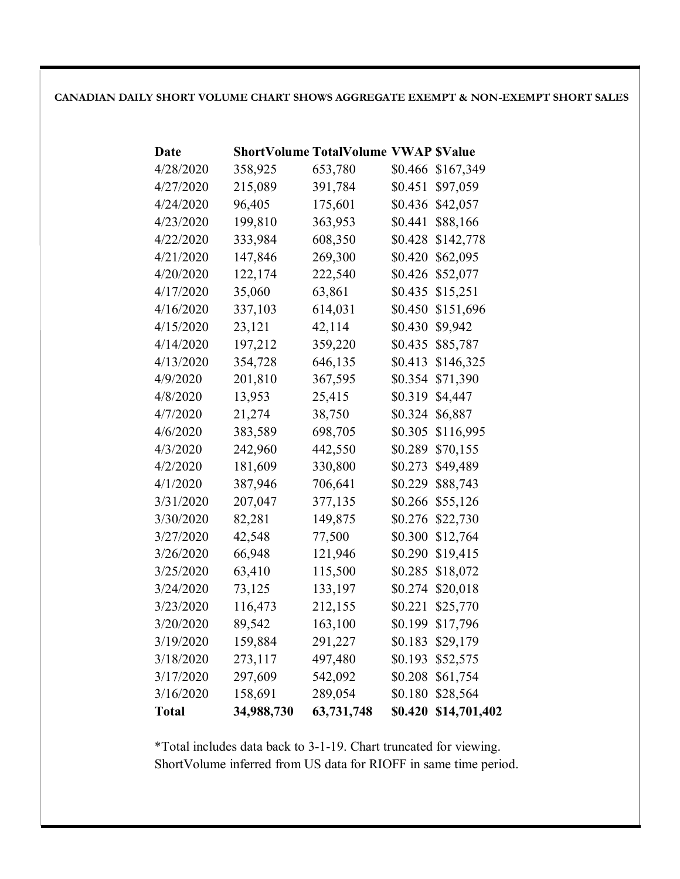**CANADIAN DAILY SHORT VOLUME CHART SHOWS AGGREGATE EXEMPT & NON-EXEMPT SHORT SALES**

| Date | ShortVolume | TotalVolume | VWAP | $Value |
|---|---|---|---|---|
| 4/28/2020 | 358,925 | 653,780 | $0.466 | $167,349 |
| 4/27/2020 | 215,089 | 391,784 | $0.451 | $97,059 |
| 4/24/2020 | 96,405 | 175,601 | $0.436 | $42,057 |
| 4/23/2020 | 199,810 | 363,953 | $0.441 | $88,166 |
| 4/22/2020 | 333,984 | 608,350 | $0.428 | $142,778 |
| 4/21/2020 | 147,846 | 269,300 | $0.420 | $62,095 |
| 4/20/2020 | 122,174 | 222,540 | $0.426 | $52,077 |
| 4/17/2020 | 35,060 | 63,861 | $0.435 | $15,251 |
| 4/16/2020 | 337,103 | 614,031 | $0.450 | $151,696 |
| 4/15/2020 | 23,121 | 42,114 | $0.430 | $9,942 |
| 4/14/2020 | 197,212 | 359,220 | $0.435 | $85,787 |
| 4/13/2020 | 354,728 | 646,135 | $0.413 | $146,325 |
| 4/9/2020 | 201,810 | 367,595 | $0.354 | $71,390 |
| 4/8/2020 | 13,953 | 25,415 | $0.319 | $4,447 |
| 4/7/2020 | 21,274 | 38,750 | $0.324 | $6,887 |
| 4/6/2020 | 383,589 | 698,705 | $0.305 | $116,995 |
| 4/3/2020 | 242,960 | 442,550 | $0.289 | $70,155 |
| 4/2/2020 | 181,609 | 330,800 | $0.273 | $49,489 |
| 4/1/2020 | 387,946 | 706,641 | $0.229 | $88,743 |
| 3/31/2020 | 207,047 | 377,135 | $0.266 | $55,126 |
| 3/30/2020 | 82,281 | 149,875 | $0.276 | $22,730 |
| 3/27/2020 | 42,548 | 77,500 | $0.300 | $12,764 |
| 3/26/2020 | 66,948 | 121,946 | $0.290 | $19,415 |
| 3/25/2020 | 63,410 | 115,500 | $0.285 | $18,072 |
| 3/24/2020 | 73,125 | 133,197 | $0.274 | $20,018 |
| 3/23/2020 | 116,473 | 212,155 | $0.221 | $25,770 |
| 3/20/2020 | 89,542 | 163,100 | $0.199 | $17,796 |
| 3/19/2020 | 159,884 | 291,227 | $0.183 | $29,179 |
| 3/18/2020 | 273,117 | 497,480 | $0.193 | $52,575 |
| 3/17/2020 | 297,609 | 542,092 | $0.208 | $61,754 |
| 3/16/2020 | 158,691 | 289,054 | $0.180 | $28,564 |
| **Total** | **34,988,730** | **63,731,748** | **$0.420** | **$14,701,402** |

*Total includes data back to 3-1-19. Chart truncated for viewing.
ShortVolume inferred from US data for RIOFF in same time period.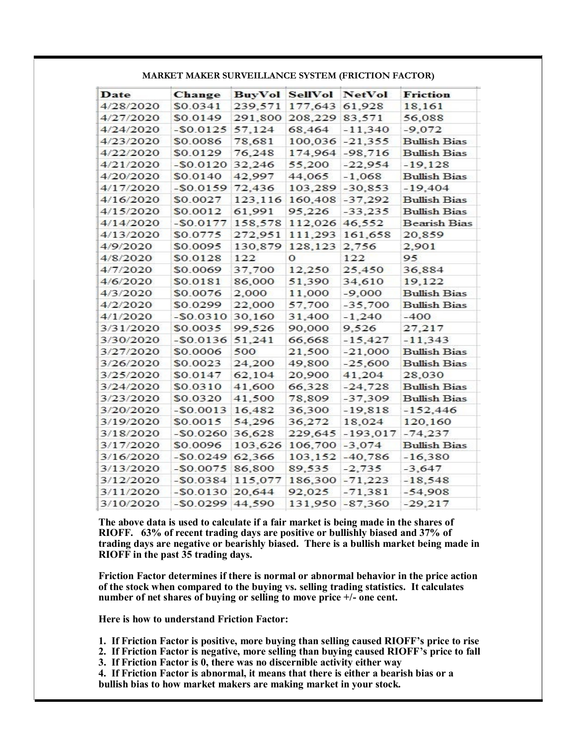## MARKET MAKER SURVEILLANCE SYSTEM (FRICTION FACTOR)

| Date | Change | BuyVol | SellVol | NetVol | Friction |
|---|---|---|---|---|---|
| 4/28/2020 | $0.0341 | 239,571 | 177,643 | 61,928 | 18,161 |
| 4/27/2020 | $0.0149 | 291,800 | 208,229 | 83,571 | 56,088 |
| 4/24/2020 | -$0.0125 | 57,124 | 68,464 | -11,340 | -9,072 |
| 4/23/2020 | $0.0086 | 78,681 | 100,036 | -21,355 | Bullish Bias |
| 4/22/2020 | $0.0129 | 76,248 | 174,964 | -98,716 | Bullish Bias |
| 4/21/2020 | -$0.0120 | 32,246 | 55,200 | -22,954 | -19,128 |
| 4/20/2020 | $0.0140 | 42,997 | 44,065 | -1,068 | Bullish Bias |
| 4/17/2020 | -$0.0159 | 72,436 | 103,289 | -30,853 | -19,404 |
| 4/16/2020 | $0.0027 | 123,116 | 160,408 | -37,292 | Bullish Bias |
| 4/15/2020 | $0.0012 | 61,991 | 95,226 | -33,235 | Bullish Bias |
| 4/14/2020 | -$0.0177 | 158,578 | 112,026 | 46,552 | Bearish Bias |
| 4/13/2020 | $0.0775 | 272,951 | 111,293 | 161,658 | 20,859 |
| 4/9/2020 | $0.0095 | 130,879 | 128,123 | 2,756 | 2,901 |
| 4/8/2020 | $0.0128 | 122 | 0 | 122 | 95 |
| 4/7/2020 | $0.0069 | 37,700 | 12,250 | 25,450 | 36,884 |
| 4/6/2020 | $0.0181 | 86,000 | 51,390 | 34,610 | 19,122 |
| 4/3/2020 | $0.0076 | 2,000 | 11,000 | -9,000 | Bullish Bias |
| 4/2/2020 | $0.0299 | 22,000 | 57,700 | -35,700 | Bullish Bias |
| 4/1/2020 | -$0.0310 | 30,160 | 31,400 | -1,240 | -400 |
| 3/31/2020 | $0.0035 | 99,526 | 90,000 | 9,526 | 27,217 |
| 3/30/2020 | -$0.0136 | 51,241 | 66,668 | -15,427 | -11,343 |
| 3/27/2020 | $0.0006 | 500 | 21,500 | -21,000 | Bullish Bias |
| 3/26/2020 | $0.0023 | 24,200 | 49,800 | -25,600 | Bullish Bias |
| 3/25/2020 | $0.0147 | 62,104 | 20,900 | 41,204 | 28,030 |
| 3/24/2020 | $0.0310 | 41,600 | 66,328 | -24,728 | Bullish Bias |
| 3/23/2020 | $0.0320 | 41,500 | 78,809 | -37,309 | Bullish Bias |
| 3/20/2020 | -$0.0013 | 16,482 | 36,300 | -19,818 | -152,446 |
| 3/19/2020 | $0.0015 | 54,296 | 36,272 | 18,024 | 120,160 |
| 3/18/2020 | -$0.0260 | 36,628 | 229,645 | -193,017 | -74,237 |
| 3/17/2020 | $0.0096 | 103,626 | 106,700 | -3,074 | Bullish Bias |
| 3/16/2020 | -$0.0249 | 62,366 | 103,152 | -40,786 | -16,380 |
| 3/13/2020 | -$0.0075 | 86,800 | 89,535 | -2,735 | -3,647 |
| 3/12/2020 | -$0.0384 | 115,077 | 186,300 | -71,223 | -18,548 |
| 3/11/2020 | -$0.0130 | 20,644 | 92,025 | -71,381 | -54,908 |
| 3/10/2020 | -$0.0299 | 44,590 | 131,950 | -87,360 | -29,217 |

**The above data is used to calculate if a fair market is being made in the shares of RIOFF. 63% of recent trading days are positive or bullishly biased and 37% of trading days are negative or bearishly biased. There is a bullish market being made in RIOFF in the past 35 trading days.**

**Friction Factor determines if there is normal or abnormal behavior in the price action of the stock when compared to the buying vs. selling trading statistics. It calculates number of net shares of buying or selling to move price +/- one cent.**

**Here is how to understand Friction Factor:**

**1. If Friction Factor is positive, more buying than selling caused RIOFF's price to rise**
**2. If Friction Factor is negative, more selling than buying caused RIOFF's price to fall**
**3. If Friction Factor is 0, there was no discernible activity either way**
**4. If Friction Factor is abnormal, it means that there is either a bearish bias or a bullish bias to how market makers are making market in your stock.**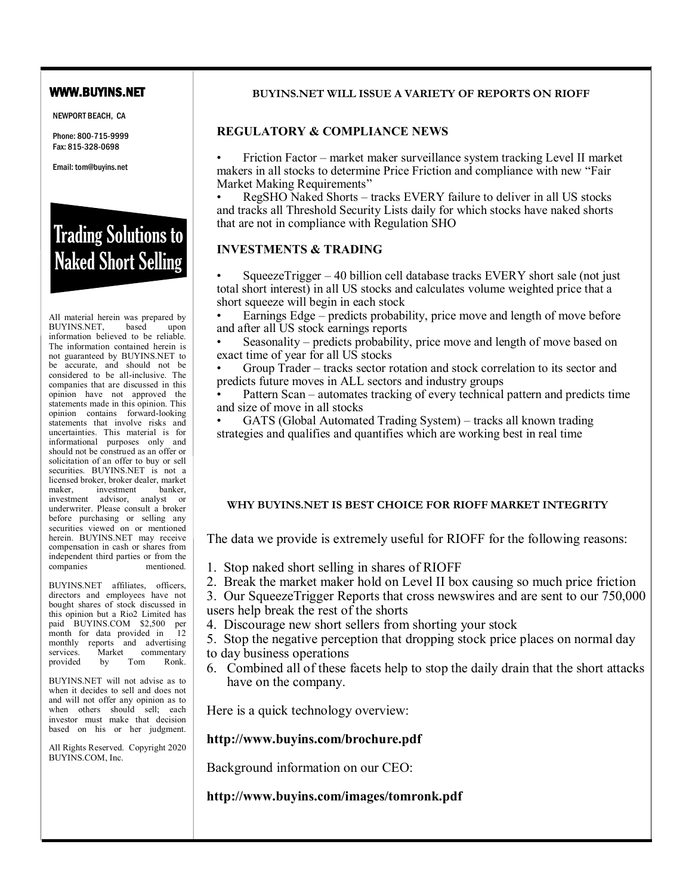**WWW.BUYINS.NET**

NEWPORT BEACH, CA

Phone: 800-715-9999
Fax: 815-328-0698

Email: tom@buyins.net

**Trading Solutions to Naked Short Selling**

All material herein was prepared by BUYINS.NET, based upon information believed to be reliable. The information contained herein is not guaranteed by BUYINS.NET to be accurate, and should not be considered to be all-inclusive. The companies that are discussed in this opinion have not approved the statements made in this opinion. This opinion contains forward-looking statements that involve risks and uncertainties. This material is for informational purposes only and should not be construed as an offer or solicitation of an offer to buy or sell securities. BUYINS.NET is not a licensed broker, broker dealer, market maker, investment banker, investment advisor, analyst or underwriter. Please consult a broker before purchasing or selling any securities viewed on or mentioned herein. BUYINS.NET may receive compensation in cash or shares from independent third parties or from the companies mentioned.

BUYINS.NET affiliates, officers, directors and employees have not bought shares of stock discussed in this opinion but a Rio2 Limited has paid BUYINS.COM $2,500 per month for data provided in 12 monthly reports and advertising services. Market commentary provided by Tom Ronk.

BUYINS.NET will not advise as to when it decides to sell and does not and will not offer any opinion as to when others should sell; each investor must make that decision based on his or her judgment.

All Rights Reserved. Copyright 2020 BUYINS.COM, Inc.

## BUYINS.NET WILL ISSUE A VARIETY OF REPORTS ON RIOFF

### REGULATORY & COMPLIANCE NEWS

- Friction Factor – market maker surveillance system tracking Level II market makers in all stocks to determine Price Friction and compliance with new "Fair Market Making Requirements"
- RegSHO Naked Shorts – tracks EVERY failure to deliver in all US stocks and tracks all Threshold Security Lists daily for which stocks have naked shorts that are not in compliance with Regulation SHO

### INVESTMENTS & TRADING

- SqueezeTrigger – 40 billion cell database tracks EVERY short sale (not just total short interest) in all US stocks and calculates volume weighted price that a short squeeze will begin in each stock
- Earnings Edge – predicts probability, price move and length of move before and after all US stock earnings reports
- Seasonality – predicts probability, price move and length of move based on exact time of year for all US stocks
- Group Trader – tracks sector rotation and stock correlation to its sector and predicts future moves in ALL sectors and industry groups
- Pattern Scan – automates tracking of every technical pattern and predicts time and size of move in all stocks
- GATS (Global Automated Trading System) – tracks all known trading strategies and qualifies and quantifies which are working best in real time

## WHY BUYINS.NET IS BEST CHOICE FOR RIOFF MARKET INTEGRITY

The data we provide is extremely useful for RIOFF for the following reasons:

1. Stop naked short selling in shares of RIOFF
2. Break the market maker hold on Level II box causing so much price friction
3. Our SqueezeTrigger Reports that cross newswires and are sent to our 750,000 users help break the rest of the shorts
4. Discourage new short sellers from shorting your stock
5. Stop the negative perception that dropping stock price places on normal day to day business operations
6. Combined all of these facets help to stop the daily drain that the short attacks have on the company.

Here is a quick technology overview:

**http://www.buyins.com/brochure.pdf**

Background information on our CEO:

**http://www.buyins.com/images/tomronk.pdf**